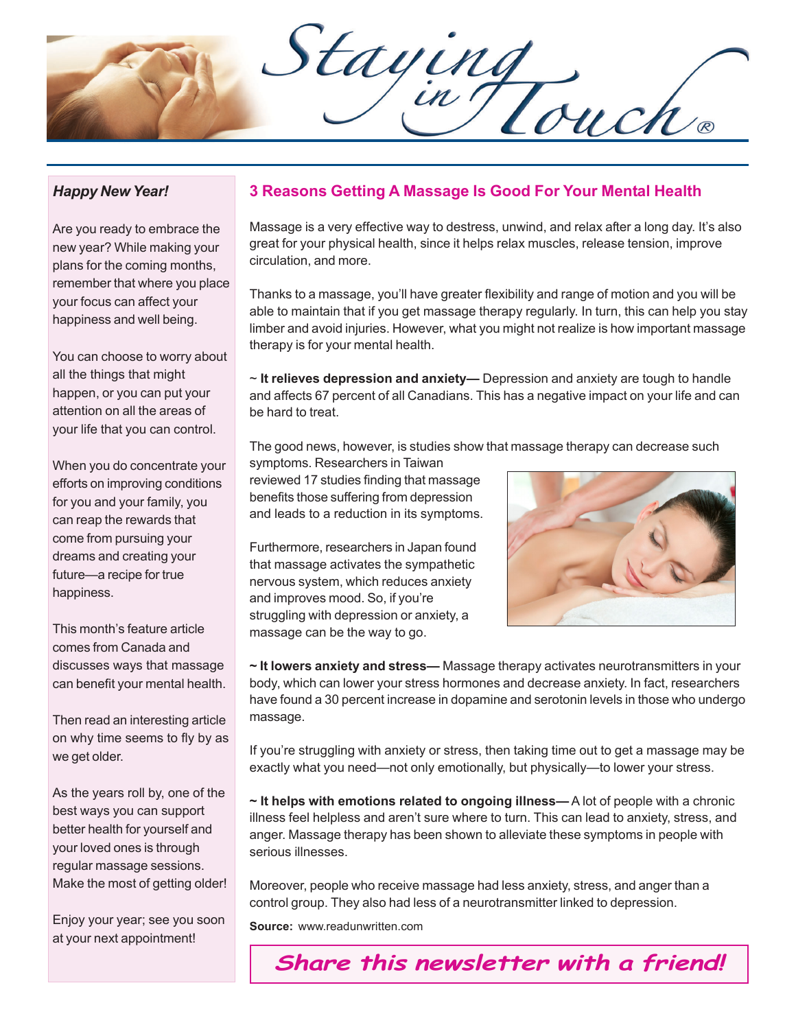# Staying in Touch®

## Happy New Year!

Are you ready to embrace the new year? While making your plans for the coming months, remember that where you place your focus can affect your happiness and well being.

You can choose to worry about all the things that might happen, or you can put your attention on all the areas of your life that you can control.

When you do concentrate your efforts on improving conditions for you and your family, you can reap the rewards that come from pursuing your dreams and creating your future—a recipe for true happiness.

This month's feature article comes from Canada and discusses ways that massage can benefit your mental health.

Then read an interesting article on why time seems to fly by as we get older.

As the years roll by, one of the best ways you can support better health for yourself and your loved ones is through regular massage sessions. Make the most of getting older!

Enjoy your year; see you soon at your next appointment!

## 3 Reasons Getting A Massage Is Good For Your Mental Health

Massage is a very effective way to destress, unwind, and relax after a long day. It's also great for your physical health, since it helps relax muscles, release tension, improve circulation, and more.

Thanks to a massage, you'll have greater flexibility and range of motion and you will be able to maintain that if you get massage therapy regularly. In turn, this can help you stay limber and avoid injuries. However, what you might not realize is how important massage therapy is for your mental health.

~ **It relieves depression and anxiety—** Depression and anxiety are tough to handle and affects 67 percent of all Canadians. This has a negative impact on your life and can be hard to treat.

The good news, however, is studies show that massage therapy can decrease such symptoms. Researchers in Taiwan reviewed 17 studies finding that massage benefits those suffering from depression and leads to a reduction in its symptoms.

Furthermore, researchers in Japan found that massage activates the sympathetic nervous system, which reduces anxiety and improves mood. So, if you're struggling with depression or anxiety, a massage can be the way to go.

**~ It lowers anxiety and stress—** Massage therapy activates neurotransmitters in your body, which can lower your stress hormones and decrease anxiety. In fact, researchers have found a 30 percent increase in dopamine and serotonin levels in those who undergo massage.

If you're struggling with anxiety or stress, then taking time out to get a massage may be exactly what you need—not only emotionally, but physically—to lower your stress.

**~ It helps with emotions related to ongoing illness—** A lot of people with a chronic illness feel helpless and aren't sure where to turn. This can lead to anxiety, stress, and anger. Massage therapy has been shown to alleviate these symptoms in people with serious illnesses.

Moreover, people who receive massage had less anxiety, stress, and anger than a control group. They also had less of a neurotransmitter linked to depression.

**Source:** www.readunwritten.com

***Share this newsletter with a friend!***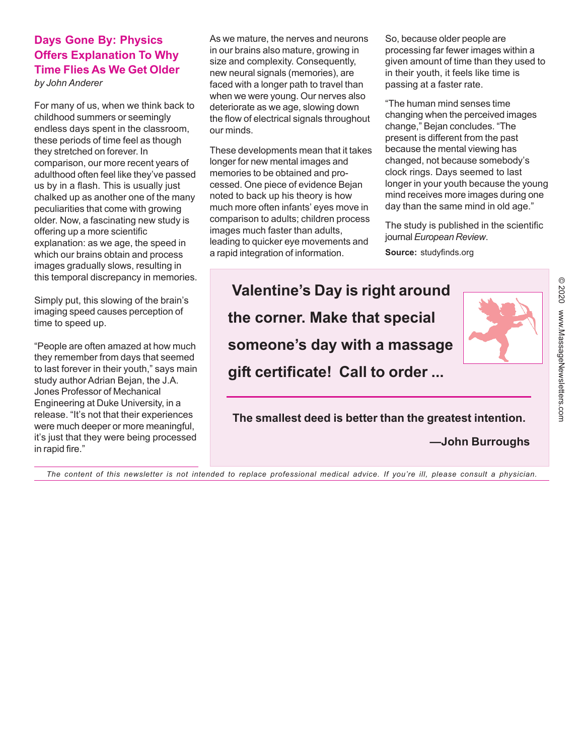## Days Gone By: Physics Offers Explanation To Why Time Flies As We Get Older

*by John Anderer*

For many of us, when we think back to childhood summers or seemingly endless days spent in the classroom, these periods of time feel as though they stretched on forever. In comparison, our more recent years of adulthood often feel like they've passed us by in a flash. This is usually just chalked up as another one of the many peculiarities that come with growing older. Now, a fascinating new study is offering up a more scientific explanation: as we age, the speed in which our brains obtain and process images gradually slows, resulting in this temporal discrepancy in memories.

Simply put, this slowing of the brain's imaging speed causes perception of time to speed up.

"People are often amazed at how much they remember from days that seemed to last forever in their youth," says main study author Adrian Bejan, the J.A. Jones Professor of Mechanical Engineering at Duke University, in a release. "It's not that their experiences were much deeper or more meaningful, it's just that they were being processed in rapid fire."

As we mature, the nerves and neurons in our brains also mature, growing in size and complexity. Consequently, new neural signals (memories), are faced with a longer path to travel than when we were young. Our nerves also deteriorate as we age, slowing down the flow of electrical signals throughout our minds.

These developments mean that it takes longer for new mental images and memories to be obtained and processed. One piece of evidence Bejan noted to back up his theory is how much more often infants' eyes move in comparison to adults; children process images much faster than adults, leading to quicker eye movements and a rapid integration of information.

So, because older people are processing far fewer images within a given amount of time than they used to in their youth, it feels like time is passing at a faster rate.

"The human mind senses time changing when the perceived images change," Bejan concludes. "The present is different from the past because the mental viewing has changed, not because somebody's clock rings. Days seemed to last longer in your youth because the young mind receives more images during one day than the same mind in old age."

The study is published in the scientific journal *European Review*.

**Source:** studyfinds.org

**Valentine's Day is right around the corner. Make that special someone's day with a massage gift certificate! Call to order ...**

**The smallest deed is better than the greatest intention.**

**—John Burroughs**

© 2020 www.MassageNewsletters.com

*The content of this newsletter is not intended to replace professional medical advice. If you're ill, please consult a physician.*